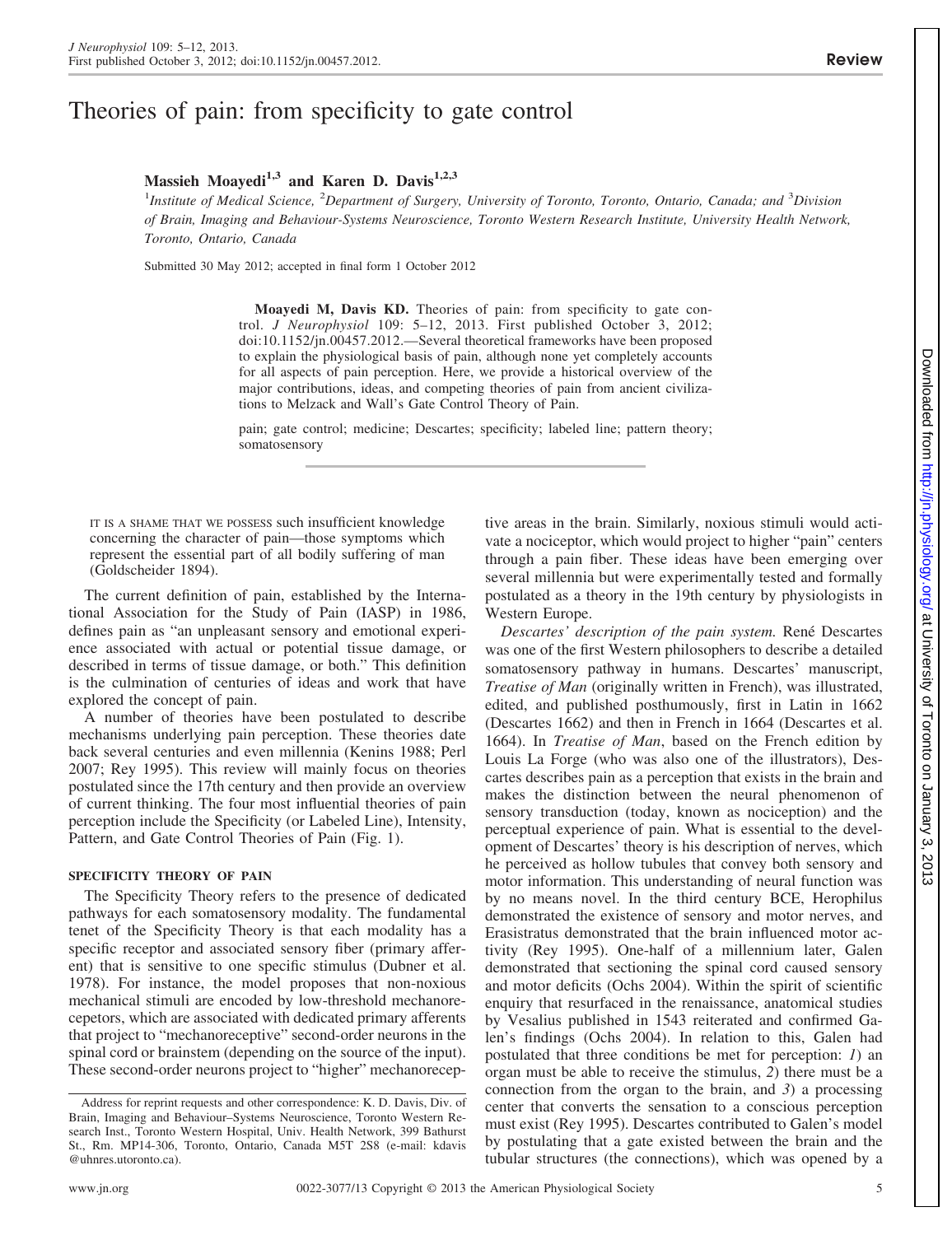# Theories of pain: from specificity to gate control

**Massieh Moayedi[1,3] and Karen D. Davis[1,2,3]**

[1]Institute of Medical Science, [2]Department of Surgery, University of Toronto, Toronto, Ontario, Canada; and [3]Division of Brain, Imaging and Behaviour-Systems Neuroscience, Toronto Western Research Institute, University Health Network, Toronto, Ontario, Canada

Submitted 30 May 2012; accepted in final form 1 October 2012

**Moayedi M, Davis KD.** Theories of pain: from specificity to gate control. *J Neurophysiol* 109: 5–12, 2013. First published October 3, 2012; doi:10.1152/jn.00457.2012.—Several theoretical frameworks have been proposed to explain the physiological basis of pain, although none yet completely accounts for all aspects of pain perception. Here, we provide a historical overview of the major contributions, ideas, and competing theories of pain from ancient civilizations to Melzack and Wall's Gate Control Theory of Pain.

pain; gate control; medicine; Descartes; specificity; labeled line; pattern theory; somatosensory

IT IS A SHAME THAT WE POSSESS such insufficient knowledge concerning the character of pain—those symptoms which represent the essential part of all bodily suffering of man (Goldscheider 1894).

The current definition of pain, established by the International Association for the Study of Pain (IASP) in 1986, defines pain as "an unpleasant sensory and emotional experience associated with actual or potential tissue damage, or described in terms of tissue damage, or both." This definition is the culmination of centuries of ideas and work that have explored the concept of pain.

A number of theories have been postulated to describe mechanisms underlying pain perception. These theories date back several centuries and even millennia (Kenins 1988; Perl 2007; Rey 1995). This review will mainly focus on theories postulated since the 17th century and then provide an overview of current thinking. The four most influential theories of pain perception include the Specificity (or Labeled Line), Intensity, Pattern, and Gate Control Theories of Pain (Fig. 1).

## SPECIFICITY THEORY OF PAIN

The Specificity Theory refers to the presence of dedicated pathways for each somatosensory modality. The fundamental tenet of the Specificity Theory is that each modality has a specific receptor and associated sensory fiber (primary afferent) that is sensitive to one specific stimulus (Dubner et al. 1978). For instance, the model proposes that non-noxious mechanical stimuli are encoded by low-threshold mechanoreceptors, which are associated with dedicated primary afferents that project to "mechanoreceptive" second-order neurons in the spinal cord or brainstem (depending on the source of the input). These second-order neurons project to "higher" mechanoreceptive areas in the brain. Similarly, noxious stimuli would activate a nociceptor, which would project to higher "pain" centers through a pain fiber. These ideas have been emerging over several millennia but were experimentally tested and formally postulated as a theory in the 19th century by physiologists in Western Europe.

*Descartes' description of the pain system.* René Descartes was one of the first Western philosophers to describe a detailed somatosensory pathway in humans. Descartes' manuscript, *Treatise of Man* (originally written in French), was illustrated, edited, and published posthumously, first in Latin in 1662 (Descartes 1662) and then in French in 1664 (Descartes et al. 1664). In *Treatise of Man*, based on the French edition by Louis La Forge (who was also one of the illustrators), Descartes describes pain as a perception that exists in the brain and makes the distinction between the neural phenomenon of sensory transduction (today, known as nociception) and the perceptual experience of pain. What is essential to the development of Descartes' theory is his description of nerves, which he perceived as hollow tubules that convey both sensory and motor information. This understanding of neural function was by no means novel. In the third century BCE, Herophilus demonstrated the existence of sensory and motor nerves, and Erasistratus demonstrated that the brain influenced motor activity (Rey 1995). One-half of a millennium later, Galen demonstrated that sectioning the spinal cord caused sensory and motor deficits (Ochs 2004). Within the spirit of scientific enquiry that resurfaced in the renaissance, anatomical studies by Vesalius published in 1543 reiterated and confirmed Galen's findings (Ochs 2004). In relation to this, Galen had postulated that three conditions be met for perception: *1*) an organ must be able to receive the stimulus, *2*) there must be a connection from the organ to the brain, and *3*) a processing center that converts the sensation to a conscious perception must exist (Rey 1995). Descartes contributed to Galen's model by postulating that a gate existed between the brain and the tubular structures (the connections), which was opened by a

Address for reprint requests and other correspondence: K. D. Davis, Div. of Brain, Imaging and Behaviour–Systems Neuroscience, Toronto Western Research Inst., Toronto Western Hospital, Univ. Health Network, 399 Bathurst St., Rm. MP14-306, Toronto, Ontario, Canada M5T 2S8 (e-mail: kdavis@uhnres.utoronto.ca).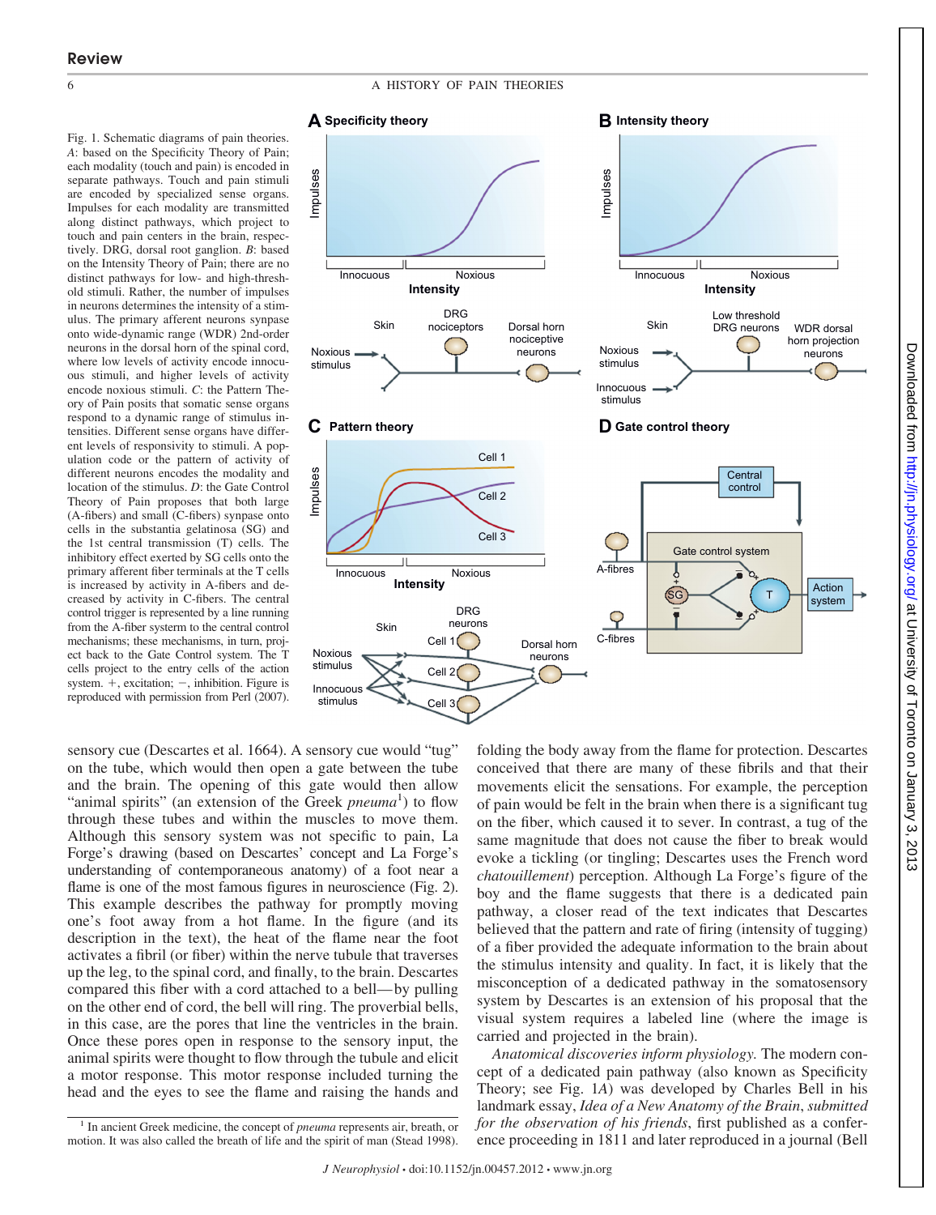A **Specificity theory**

Impulses

Innocuous Noxious

Intensity

Skin DRG nociceptors Dorsal horn nociceptive neurons

Noxious stimulus

B **Intensity theory**

Impulses

Innocuous Noxious

Intensity

Skin Low threshold DRG neurons WDR dorsal horn projection neurons

Noxious stimulus

Innocuous stimulus

C **Pattern theory**

Impulses

Cell 1

Cell 2

Cell 3

Innocuous Noxious

Intensity

Skin DRG neurons

Cell 1

Cell 2

Cell 3

Dorsal horn neurons

Noxious stimulus

Innocuous stimulus

D **Gate control theory**

Central control

A-fibres

Gate control system

SG

T

Action system

C-fibres

Fig. 1. Schematic diagrams of pain theories. *A*: based on the Specificity Theory of Pain; each modality (touch and pain) is encoded in separate pathways. Touch and pain stimuli are encoded by specialized sense organs. Impulses for each modality are transmitted along distinct pathways, which project to touch and pain centers in the brain, respectively. DRG, dorsal root ganglion. *B*: based on the Intensity Theory of Pain; there are no distinct pathways for low- and high-threshold stimuli. Rather, the number of impulses in neurons determines the intensity of a stimulus. The primary afferent neurons synapse onto wide-dynamic range (WDR) 2nd-order neurons in the dorsal horn of the spinal cord, where low levels of activity encode innocuous stimuli, and higher levels of activity encode noxious stimuli. *C*: the Pattern Theory of Pain posits that somatic sense organs respond to a dynamic range of stimulus intensities. Different sense organs have different levels of responsivity to stimuli. A population code or the pattern of activity of different neurons encodes the modality and location of the stimulus. *D*: the Gate Control Theory of Pain proposes that both large (A-fibers) and small (C-fibers) synapse onto cells in the substantia gelatinosa (SG) and the 1st central transmission (T) cells. The inhibitory effect exerted by SG cells onto the primary afferent fiber terminals at the T cells is increased by activity in A-fibers and decreased by activity in C-fibers. The central control trigger is represented by a line running from the A-fiber system to the central control mechanisms; these mechanisms, in turn, project back to the Gate Control system. The T cells project to the entry cells of the action system. +, excitation; −, inhibition. Figure is reproduced with permission from Perl (2007).

sensory cue (Descartes et al. 1664). A sensory cue would "tug" on the tube, which would then open a gate between the tube and the brain. The opening of this gate would then allow "animal spirits" (an extension of the Greek *pneuma*[1]) to flow through these tubes and within the muscles to move them. Although this sensory system was not specific to pain, La Forge's drawing (based on Descartes' concept and La Forge's understanding of contemporaneous anatomy) of a foot near a flame is one of the most famous figures in neuroscience (Fig. 2). This example describes the pathway for promptly moving one's foot away from a hot flame. In the figure (and its description in the text), the heat of the flame near the foot activates a fibril (or fiber) within the nerve tubule that traverses up the leg, to the spinal cord, and finally, to the brain. Descartes compared this fiber with a cord attached to a bell—by pulling on the other end of cord, the bell will ring. The proverbial bells, in this case, are the pores that line the ventricles in the brain. Once these pores open in response to the sensory input, the animal spirits were thought to flow through the tubule and elicit a motor response. This motor response included turning the head and the eyes to see the flame and raising the hands and folding the body away from the flame for protection. Descartes conceived that there are many of these fibrils and that their movements elicit the sensations. For example, the perception of pain would be felt in the brain when there is a significant tug on the fiber, which caused it to sever. In contrast, a tug of the same magnitude that does not cause the fiber to break would evoke a tickling (or tingling; Descartes uses the French word *chatouillement*) perception. Although La Forge's figure of the boy and the flame suggests that there is a dedicated pain pathway, a closer read of the text indicates that Descartes believed that the pattern and rate of firing (intensity of tugging) of a fiber provided the adequate information to the brain about the stimulus intensity and quality. In fact, it is likely that the misconception of a dedicated pathway in the somatosensory system by Descartes is an extension of his proposal that the visual system requires a labeled line (where the image is carried and projected in the brain).

*Anatomical discoveries inform physiology.* The modern concept of a dedicated pain pathway (also known as Specificity Theory; see Fig. 1*A*) was developed by Charles Bell in his landmark essay, *Idea of a New Anatomy of the Brain, submitted for the observation of his friends*, first published as a conference proceeding in 1811 and later reproduced in a journal (Bell

[1] In ancient Greek medicine, the concept of *pneuma* represents air, breath, or motion. It was also called the breath of life and the spirit of man (Stead 1998).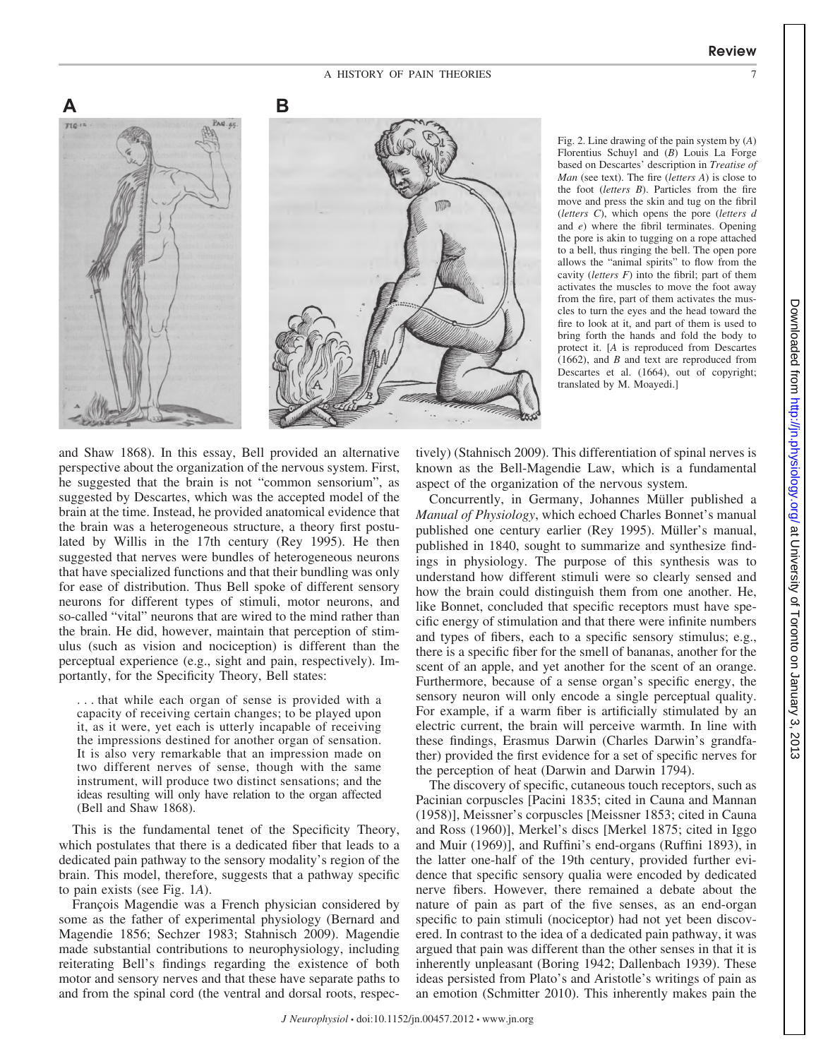Fig. 2. Line drawing of the pain system by (*A*) Florentius Schuyl and (*B*) Louis La Forge based on Descartes' description in *Treatise of Man* (see text). The fire (*letters A*) is close to the foot (*letters B*). Particles from the fire move and press the skin and tug on the fibril (*letters C*), which opens the pore (*letters d* and *e*) where the fibril terminates. Opening the pore is akin to tugging on a rope attached to a bell, thus ringing the bell. The open pore allows the "animal spirits" to flow from the cavity (*letters F*) into the fibril; part of them activates the muscles to move the foot away from the fire, part of them activates the muscles to turn the eyes and the head toward the fire to look at it, and part of them is used to bring forth the hands and fold the body to protect it. [*A* is reproduced from Descartes (1662), and *B* and text are reproduced from Descartes et al. (1664), out of copyright; translated by M. Moayedi.]

and Shaw 1868). In this essay, Bell provided an alternative perspective about the organization of the nervous system. First, he suggested that the brain is not "common sensorium", as suggested by Descartes, which was the accepted model of the brain at the time. Instead, he provided anatomical evidence that the brain was a heterogeneous structure, a theory first postulated by Willis in the 17th century (Rey 1995). He then suggested that nerves were bundles of heterogeneous neurons that have specialized functions and that their bundling was only for ease of distribution. Thus Bell spoke of different sensory neurons for different types of stimuli, motor neurons, and so-called "vital" neurons that are wired to the mind rather than the brain. He did, however, maintain that perception of stimulus (such as vision and nociception) is different than the perceptual experience (e.g., sight and pain, respectively). Importantly, for the Specificity Theory, Bell states:

> . . . that while each organ of sense is provided with a capacity of receiving certain changes; to be played upon it, as it were, yet each is utterly incapable of receiving the impressions destined for another organ of sensation. It is also very remarkable that an impression made on two different nerves of sense, though with the same instrument, will produce two distinct sensations; and the ideas resulting will only have relation to the organ affected (Bell and Shaw 1868).

This is the fundamental tenet of the Specificity Theory, which postulates that there is a dedicated fiber that leads to a dedicated pain pathway to the sensory modality's region of the brain. This model, therefore, suggests that a pathway specific to pain exists (see Fig. 1*A*).

François Magendie was a French physician considered by some as the father of experimental physiology (Bernard and Magendie 1856; Sechzer 1983; Stahnisch 2009). Magendie made substantial contributions to neurophysiology, including reiterating Bell's findings regarding the existence of both motor and sensory nerves and that these have separate paths to and from the spinal cord (the ventral and dorsal roots, respectively) (Stahnisch 2009). This differentiation of spinal nerves is known as the Bell-Magendie Law, which is a fundamental aspect of the organization of the nervous system.

Concurrently, in Germany, Johannes Müller published a *Manual of Physiology*, which echoed Charles Bonnet's manual published one century earlier (Rey 1995). Müller's manual, published in 1840, sought to summarize and synthesize findings in physiology. The purpose of this synthesis was to understand how different stimuli were so clearly sensed and how the brain could distinguish them from one another. He, like Bonnet, concluded that specific receptors must have specific energy of stimulation and that there were infinite numbers and types of fibers, each to a specific sensory stimulus; e.g., there is a specific fiber for the smell of bananas, another for the scent of an apple, and yet another for the scent of an orange. Furthermore, because of a sense organ's specific energy, the sensory neuron will only encode a single perceptual quality. For example, if a warm fiber is artificially stimulated by an electric current, the brain will perceive warmth. In line with these findings, Erasmus Darwin (Charles Darwin's grandfather) provided the first evidence for a set of specific nerves for the perception of heat (Darwin and Darwin 1794).

The discovery of specific, cutaneous touch receptors, such as Pacinian corpuscles [Pacini 1835; cited in Cauna and Mannan (1958)], Meissner's corpuscles [Meissner 1853; cited in Cauna and Ross (1960)], Merkel's discs [Merkel 1875; cited in Iggo and Muir (1969)], and Ruffini's end-organs (Ruffini 1893), in the latter one-half of the 19th century, provided further evidence that specific sensory qualia were encoded by dedicated nerve fibers. However, there remained a debate about the nature of pain as part of the five senses, as an end-organ specific to pain stimuli (nociceptor) had not yet been discovered. In contrast to the idea of a dedicated pain pathway, it was argued that pain was different than the other senses in that it is inherently unpleasant (Boring 1942; Dallenbach 1939). These ideas persisted from Plato's and Aristotle's writings of pain as an emotion (Schmitter 2010). This inherently makes pain the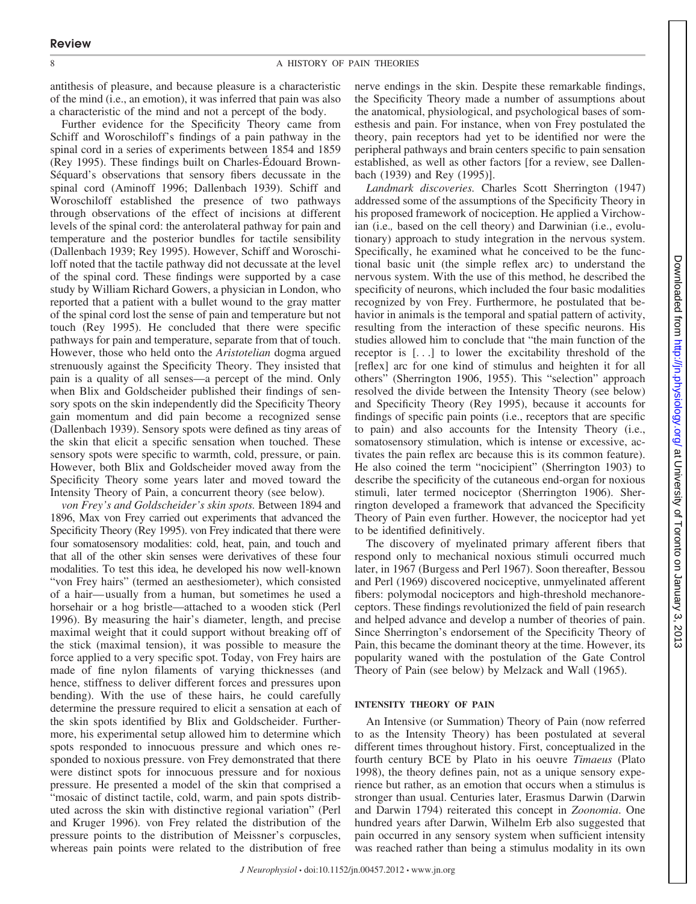antithesis of pleasure, and because pleasure is a characteristic of the mind (i.e., an emotion), it was inferred that pain was also a characteristic of the mind and not a percept of the body.

Further evidence for the Specificity Theory came from Schiff and Woroschiloff's findings of a pain pathway in the spinal cord in a series of experiments between 1854 and 1859 (Rey 1995). These findings built on Charles-Édouard Brown-Séquard's observations that sensory fibers decussate in the spinal cord (Aminoff 1996; Dallenbach 1939). Schiff and Woroschiloff established the presence of two pathways through observations of the effect of incisions at different levels of the spinal cord: the anterolateral pathway for pain and temperature and the posterior bundles for tactile sensibility (Dallenbach 1939; Rey 1995). However, Schiff and Woroschiloff noted that the tactile pathway did not decussate at the level of the spinal cord. These findings were supported by a case study by William Richard Gowers, a physician in London, who reported that a patient with a bullet wound to the gray matter of the spinal cord lost the sense of pain and temperature but not touch (Rey 1995). He concluded that there were specific pathways for pain and temperature, separate from that of touch. However, those who held onto the *Aristotelian* dogma argued strenuously against the Specificity Theory. They insisted that pain is a quality of all senses—a percept of the mind. Only when Blix and Goldscheider published their findings of sensory spots on the skin independently did the Specificity Theory gain momentum and did pain become a recognized sense (Dallenbach 1939). Sensory spots were defined as tiny areas of the skin that elicit a specific sensation when touched. These sensory spots were specific to warmth, cold, pressure, or pain. However, both Blix and Goldscheider moved away from the Specificity Theory some years later and moved toward the Intensity Theory of Pain, a concurrent theory (see below).

*von Frey's and Goldscheider's skin spots.* Between 1894 and 1896, Max von Frey carried out experiments that advanced the Specificity Theory (Rey 1995). von Frey indicated that there were four somatosensory modalities: cold, heat, pain, and touch and that all of the other skin senses were derivatives of these four modalities. To test this idea, he developed his now well-known "von Frey hairs" (termed an aesthesiometer), which consisted of a hair—usually from a human, but sometimes he used a horsehair or a hog bristle—attached to a wooden stick (Perl 1996). By measuring the hair's diameter, length, and precise maximal weight that it could support without breaking off of the stick (maximal tension), it was possible to measure the force applied to a very specific spot. Today, von Frey hairs are made of fine nylon filaments of varying thicknesses (and hence, stiffness to deliver different forces and pressures upon bending). With the use of these hairs, he could carefully determine the pressure required to elicit a sensation at each of the skin spots identified by Blix and Goldscheider. Furthermore, his experimental setup allowed him to determine which spots responded to innocuous pressure and which ones responded to noxious pressure. von Frey demonstrated that there were distinct spots for innocuous pressure and for noxious pressure. He presented a model of the skin that comprised a "mosaic of distinct tactile, cold, warm, and pain spots distributed across the skin with distinctive regional variation" (Perl and Kruger 1996). von Frey related the distribution of the pressure points to the distribution of Meissner's corpuscles, whereas pain points were related to the distribution of free nerve endings in the skin. Despite these remarkable findings, the Specificity Theory made a number of assumptions about the anatomical, physiological, and psychological bases of somesthesis and pain. For instance, when von Frey postulated the theory, pain receptors had yet to be identified nor were the peripheral pathways and brain centers specific to pain sensation established, as well as other factors [for a review, see Dallenbach (1939) and Rey (1995)].

*Landmark discoveries.* Charles Scott Sherrington (1947) addressed some of the assumptions of the Specificity Theory in his proposed framework of nociception. He applied a Virchowian (i.e., based on the cell theory) and Darwinian (i.e., evolutionary) approach to study integration in the nervous system. Specifically, he examined what he conceived to be the functional basic unit (the simple reflex arc) to understand the nervous system. With the use of this method, he described the specificity of neurons, which included the four basic modalities recognized by von Frey. Furthermore, he postulated that behavior in animals is the temporal and spatial pattern of activity, resulting from the interaction of these specific neurons. His studies allowed him to conclude that "the main function of the receptor is [. . .] to lower the excitability threshold of the [reflex] arc for one kind of stimulus and heighten it for all others" (Sherrington 1906, 1955). This "selection" approach resolved the divide between the Intensity Theory (see below) and Specificity Theory (Rey 1995), because it accounts for findings of specific pain points (i.e., receptors that are specific to pain) and also accounts for the Intensity Theory (i.e., somatosensory stimulation, which is intense or excessive, activates the pain reflex arc because this is its common feature). He also coined the term "nocicipient" (Sherrington 1903) to describe the specificity of the cutaneous end-organ for noxious stimuli, later termed nociceptor (Sherrington 1906). Sherrington developed a framework that advanced the Specificity Theory of Pain even further. However, the nociceptor had yet to be identified definitively.

The discovery of myelinated primary afferent fibers that respond only to mechanical noxious stimuli occurred much later, in 1967 (Burgess and Perl 1967). Soon thereafter, Bessou and Perl (1969) discovered nociceptive, unmyelinated afferent fibers: polymodal nociceptors and high-threshold mechanoreceptors. These findings revolutionized the field of pain research and helped advance and develop a number of theories of pain. Since Sherrington's endorsement of the Specificity Theory of Pain, this became the dominant theory at the time. However, its popularity waned with the postulation of the Gate Control Theory of Pain (see below) by Melzack and Wall (1965).

## INTENSITY THEORY OF PAIN

An Intensive (or Summation) Theory of Pain (now referred to as the Intensity Theory) has been postulated at several different times throughout history. First, conceptualized in the fourth century BCE by Plato in his oeuvre *Timaeus* (Plato 1998), the theory defines pain, not as a unique sensory experience but rather, as an emotion that occurs when a stimulus is stronger than usual. Centuries later, Erasmus Darwin (Darwin and Darwin 1794) reiterated this concept in *Zoonomia*. One hundred years after Darwin, Wilhelm Erb also suggested that pain occurred in any sensory system when sufficient intensity was reached rather than being a stimulus modality in its own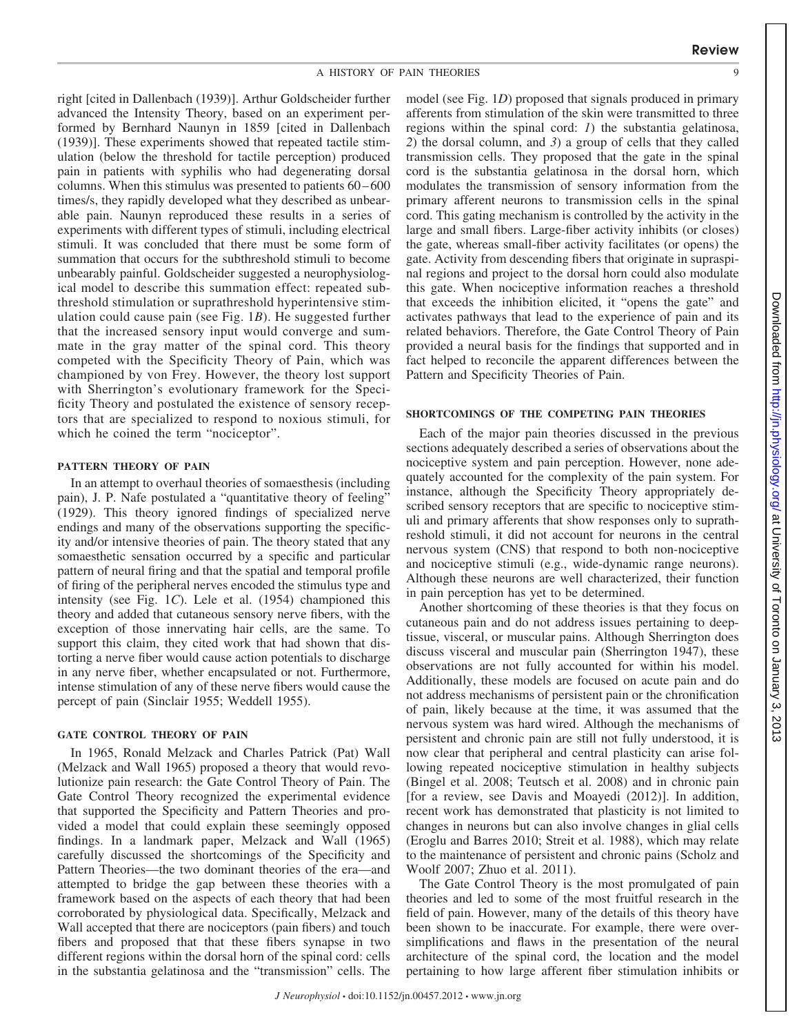right [cited in Dallenbach (1939)]. Arthur Goldscheider further advanced the Intensity Theory, based on an experiment performed by Bernhard Naunyn in 1859 [cited in Dallenbach (1939)]. These experiments showed that repeated tactile stimulation (below the threshold for tactile perception) produced pain in patients with syphilis who had degenerating dorsal columns. When this stimulus was presented to patients 60–600 times/s, they rapidly developed what they described as unbearable pain. Naunyn reproduced these results in a series of experiments with different types of stimuli, including electrical stimuli. It was concluded that there must be some form of summation that occurs for the subthreshold stimuli to become unbearably painful. Goldscheider suggested a neurophysiological model to describe this summation effect: repeated subthreshold stimulation or suprathreshold hyperintensive stimulation could cause pain (see Fig. 1*B*). He suggested further that the increased sensory input would converge and summate in the gray matter of the spinal cord. This theory competed with the Specificity Theory of Pain, which was championed by von Frey. However, the theory lost support with Sherrington's evolutionary framework for the Specificity Theory and postulated the existence of sensory receptors that are specialized to respond to noxious stimuli, for which he coined the term "nociceptor".

## PATTERN THEORY OF PAIN

In an attempt to overhaul theories of somaesthesis (including pain), J. P. Nafe postulated a "quantitative theory of feeling" (1929). This theory ignored findings of specialized nerve endings and many of the observations supporting the specificity and/or intensive theories of pain. The theory stated that any somaesthetic sensation occurred by a specific and particular pattern of neural firing and that the spatial and temporal profile of firing of the peripheral nerves encoded the stimulus type and intensity (see Fig. 1*C*). Lele et al. (1954) championed this theory and added that cutaneous sensory nerve fibers, with the exception of those innervating hair cells, are the same. To support this claim, they cited work that had shown that distorting a nerve fiber would cause action potentials to discharge in any nerve fiber, whether encapsulated or not. Furthermore, intense stimulation of any of these nerve fibers would cause the percept of pain (Sinclair 1955; Weddell 1955).

## GATE CONTROL THEORY OF PAIN

In 1965, Ronald Melzack and Charles Patrick (Pat) Wall (Melzack and Wall 1965) proposed a theory that would revolutionize pain research: the Gate Control Theory of Pain. The Gate Control Theory recognized the experimental evidence that supported the Specificity and Pattern Theories and provided a model that could explain these seemingly opposed findings. In a landmark paper, Melzack and Wall (1965) carefully discussed the shortcomings of the Specificity and Pattern Theories—the two dominant theories of the era—and attempted to bridge the gap between these theories with a framework based on the aspects of each theory that had been corroborated by physiological data. Specifically, Melzack and Wall accepted that there are nociceptors (pain fibers) and touch fibers and proposed that that these fibers synapse in two different regions within the dorsal horn of the spinal cord: cells in the substantia gelatinosa and the "transmission" cells. The model (see Fig. 1*D*) proposed that signals produced in primary afferents from stimulation of the skin were transmitted to three regions within the spinal cord: *1*) the substantia gelatinosa, *2*) the dorsal column, and *3*) a group of cells that they called transmission cells. They proposed that the gate in the spinal cord is the substantia gelatinosa in the dorsal horn, which modulates the transmission of sensory information from the primary afferent neurons to transmission cells in the spinal cord. This gating mechanism is controlled by the activity in the large and small fibers. Large-fiber activity inhibits (or closes) the gate, whereas small-fiber activity facilitates (or opens) the gate. Activity from descending fibers that originate in supraspinal regions and project to the dorsal horn could also modulate this gate. When nociceptive information reaches a threshold that exceeds the inhibition elicited, it "opens the gate" and activates pathways that lead to the experience of pain and its related behaviors. Therefore, the Gate Control Theory of Pain provided a neural basis for the findings that supported and in fact helped to reconcile the apparent differences between the Pattern and Specificity Theories of Pain.

## SHORTCOMINGS OF THE COMPETING PAIN THEORIES

Each of the major pain theories discussed in the previous sections adequately described a series of observations about the nociceptive system and pain perception. However, none adequately accounted for the complexity of the pain system. For instance, although the Specificity Theory appropriately described sensory receptors that are specific to nociceptive stimuli and primary afferents that show responses only to suprathreshold stimuli, it did not account for neurons in the central nervous system (CNS) that respond to both non-nociceptive and nociceptive stimuli (e.g., wide-dynamic range neurons). Although these neurons are well characterized, their function in pain perception has yet to be determined.

Another shortcoming of these theories is that they focus on cutaneous pain and do not address issues pertaining to deep-tissue, visceral, or muscular pains. Although Sherrington does discuss visceral and muscular pain (Sherrington 1947), these observations are not fully accounted for within his model. Additionally, these models are focused on acute pain and do not address mechanisms of persistent pain or the chronification of pain, likely because at the time, it was assumed that the nervous system was hard wired. Although the mechanisms of persistent and chronic pain are still not fully understood, it is now clear that peripheral and central plasticity can arise following repeated nociceptive stimulation in healthy subjects (Bingel et al. 2008; Teutsch et al. 2008) and in chronic pain [for a review, see Davis and Moayedi (2012)]. In addition, recent work has demonstrated that plasticity is not limited to changes in neurons but can also involve changes in glial cells (Eroglu and Barres 2010; Streit et al. 1988), which may relate to the maintenance of persistent and chronic pains (Scholz and Woolf 2007; Zhuo et al. 2011).

The Gate Control Theory is the most promulgated of pain theories and led to some of the most fruitful research in the field of pain. However, many of the details of this theory have been shown to be inaccurate. For example, there were oversimplifications and flaws in the presentation of the neural architecture of the spinal cord, the location and the model pertaining to how large afferent fiber stimulation inhibits or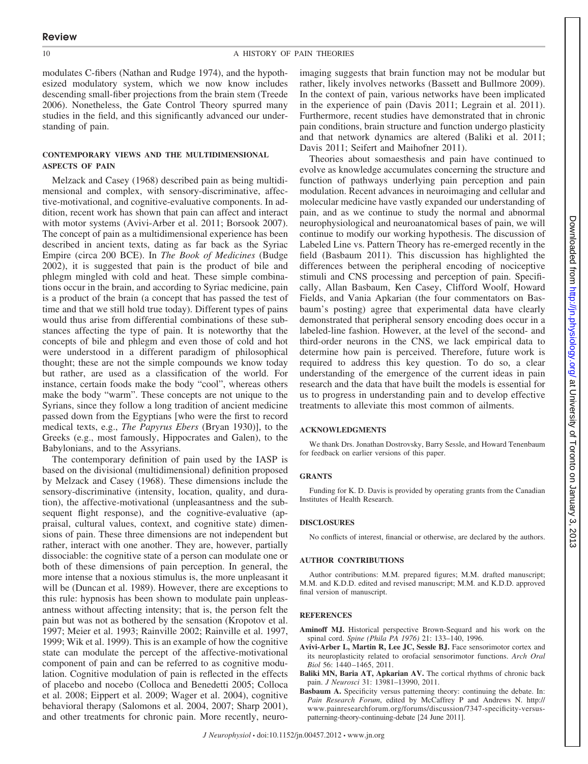modulates C-fibers (Nathan and Rudge 1974), and the hypothesized modulatory system, which we now know includes descending small-fiber projections from the brain stem (Treede 2006). Nonetheless, the Gate Control Theory spurred many studies in the field, and this significantly advanced our understanding of pain.

### CONTEMPORARY VIEWS AND THE MULTIDIMENSIONAL ASPECTS OF PAIN

Melzack and Casey (1968) described pain as being multidimensional and complex, with sensory-discriminative, affective-motivational, and cognitive-evaluative components. In addition, recent work has shown that pain can affect and interact with motor systems (Avivi-Arber et al. 2011; Borsook 2007). The concept of pain as a multidimensional experience has been described in ancient texts, dating as far back as the Syriac Empire (circa 200 BCE). In *The Book of Medicines* (Budge 2002), it is suggested that pain is the product of bile and phlegm mingled with cold and heat. These simple combinations occur in the brain, and according to Syriac medicine, pain is a product of the brain (a concept that has passed the test of time and that we still hold true today). Different types of pains would thus arise from differential combinations of these substances affecting the type of pain. It is noteworthy that the concepts of bile and phlegm and even those of cold and hot were understood in a different paradigm of philosophical thought; these are not the simple compounds we know today but rather, are used as a classification of the world. For instance, certain foods make the body "cool", whereas others make the body "warm". These concepts are not unique to the Syrians, since they follow a long tradition of ancient medicine passed down from the Egyptians [who were the first to record medical texts, e.g., *The Papyrus Ebers* (Bryan 1930)], to the Greeks (e.g., most famously, Hippocrates and Galen), to the Babylonians, and to the Assyrians.

The contemporary definition of pain used by the IASP is based on the divisional (multidimensional) definition proposed by Melzack and Casey (1968). These dimensions include the sensory-discriminative (intensity, location, quality, and duration), the affective-motivational (unpleasantness and the subsequent flight response), and the cognitive-evaluative (appraisal, cultural values, context, and cognitive state) dimensions of pain. These three dimensions are not independent but rather, interact with one another. They are, however, partially dissociable: the cognitive state of a person can modulate one or both of these dimensions of pain perception. In general, the more intense that a noxious stimulus is, the more unpleasant it will be (Duncan et al. 1989). However, there are exceptions to this rule: hypnosis has been shown to modulate pain unpleasantness without affecting intensity; that is, the person felt the pain but was not as bothered by the sensation (Kropotov et al. 1997; Meier et al. 1993; Rainville 2002; Rainville et al. 1997, 1999; Wik et al. 1999). This is an example of how the cognitive state can modulate the percept of the affective-motivational component of pain and can be referred to as cognitive modulation. Cognitive modulation of pain is reflected in the effects of placebo and nocebo (Colloca and Benedetti 2005; Colloca et al. 2008; Eippert et al. 2009; Wager et al. 2004), cognitive behavioral therapy (Salomons et al. 2004, 2007; Sharp 2001), and other treatments for chronic pain. More recently, neuroimaging suggests that brain function may not be modular but rather, likely involves networks (Bassett and Bullmore 2009). In the context of pain, various networks have been implicated in the experience of pain (Davis 2011; Legrain et al. 2011). Furthermore, recent studies have demonstrated that in chronic pain conditions, brain structure and function undergo plasticity and that network dynamics are altered (Baliki et al. 2011; Davis 2011; Seifert and Maihofner 2011).

Theories about somaesthesia and pain have continued to evolve as knowledge accumulates concerning the structure and function of pathways underlying pain perception and pain modulation. Recent advances in neuroimaging and cellular and molecular medicine have vastly expanded our understanding of pain, and as we continue to study the normal and abnormal neurophysiological and neuroanatomical bases of pain, we will continue to modify our working hypothesis. The discussion of Labeled Line vs. Pattern Theory has re-emerged recently in the field (Basbaum 2011). This discussion has highlighted the differences between the peripheral encoding of nociceptive stimuli and CNS processing and perception of pain. Specifically, Allan Basbaum, Ken Casey, Clifford Woolf, Howard Fields, and Vania Apkarian (the four commentators on Basbaum's posting) agree that experimental data have clearly demonstrated that peripheral sensory encoding does occur in a labeled-line fashion. However, at the level of the second- and third-order neurons in the CNS, we lack empirical data to determine how pain is perceived. Therefore, future work is required to address this key question. To do so, a clear understanding of the emergence of the current ideas in pain research and the data that have built the models is essential for us to progress in understanding pain and to develop effective treatments to alleviate this most common of ailments.

### ACKNOWLEDGMENTS

We thank Drs. Jonathan Dostrovsky, Barry Sessle, and Howard Tenenbaum for feedback on earlier versions of this paper.

### GRANTS

Funding for K. D. Davis is provided by operating grants from the Canadian Institutes of Health Research.

### DISCLOSURES

No conflicts of interest, financial or otherwise, are declared by the authors.

### AUTHOR CONTRIBUTIONS

Author contributions: M.M. prepared figures; M.M. drafted manuscript; M.M. and K.D.D. edited and revised manuscript; M.M. and K.D.D. approved final version of manuscript.

### REFERENCES

**Aminoff MJ.** Historical perspective Brown-Sequard and his work on the spinal cord. *Spine (Phila PA 1976)* 21: 133–140, 1996.

**Avivi-Arber L, Martin R, Lee JC, Sessle BJ.** Face sensorimotor cortex and its neuroplasticity related to orofacial sensorimotor functions. *Arch Oral Biol* 56: 1440–1465, 2011.

**Baliki MN, Baria AT, Apkarian AV.** The cortical rhythms of chronic back pain. *J Neurosci* 31: 13981–13990, 2011.

**Basbaum A.** Specificity versus patterning theory: continuing the debate. In: *Pain Research Forum*, edited by McCaffrey P and Andrews N. http://www.painresearchforum.org/forums/discussion/7347-specificity-versus-patterning-theory-continuing-debate [24 June 2011].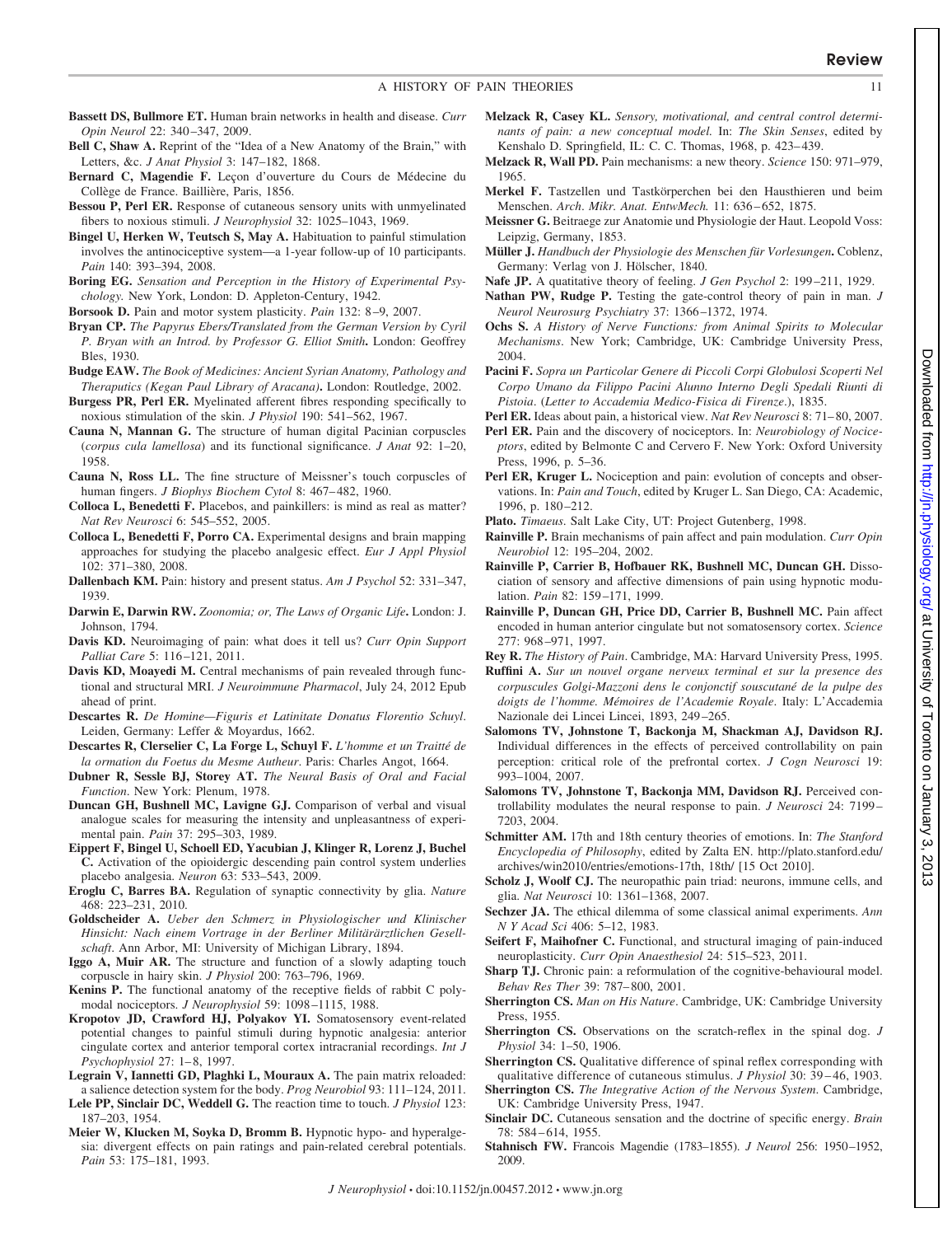**Bassett DS, Bullmore ET.** Human brain networks in health and disease. *Curr Opin Neurol* 22: 340–347, 2009.

**Bell C, Shaw A.** Reprint of the "Idea of a New Anatomy of the Brain," with Letters, &c. *J Anat Physiol* 3: 147–182, 1868.

**Bernard C, Magendie F.** Leçon d'ouverture du Cours de Médecine du Collège de France. Baillière, Paris, 1856.

**Bessou P, Perl ER.** Response of cutaneous sensory units with unmyelinated fibers to noxious stimuli. *J Neurophysiol* 32: 1025–1043, 1969.

**Bingel U, Herken W, Teutsch S, May A.** Habituation to painful stimulation involves the antinociceptive system—a 1-year follow-up of 10 participants. *Pain* 140: 393–394, 2008.

**Boring EG.** *Sensation and Perception in the History of Experimental Psychology.* New York, London: D. Appleton-Century, 1942.

**Borsook D.** Pain and motor system plasticity. *Pain* 132: 8–9, 2007.

**Bryan CP.** *The Papyrus Ebers/Translated from the German Version by Cyril P. Bryan with an Introd. by Professor G. Elliot Smith***.** London: Geoffrey Bles, 1930.

**Budge EAW.** *The Book of Medicines: Ancient Syrian Anatomy, Pathology and Theraputics (Kegan Paul Library of Aracana)***.** London: Routledge, 2002.

**Burgess PR, Perl ER.** Myelinated afferent fibres responding specifically to noxious stimulation of the skin. *J Physiol* 190: 541–562, 1967.

**Cauna N, Mannan G.** The structure of human digital Pacinian corpuscles (*corpus cula lamellosa*) and its functional significance. *J Anat* 92: 1–20, 1958.

**Cauna N, Ross LL.** The fine structure of Meissner's touch corpuscles of human fingers. *J Biophys Biochem Cytol* 8: 467–482, 1960.

**Colloca L, Benedetti F.** Placebos, and painkillers: is mind as real as matter? *Nat Rev Neurosci* 6: 545–552, 2005.

**Colloca L, Benedetti F, Porro CA.** Experimental designs and brain mapping approaches for studying the placebo analgesic effect. *Eur J Appl Physiol* 102: 371–380, 2008.

**Dallenbach KM.** Pain: history and present status. *Am J Psychol* 52: 331–347, 1939.

**Darwin E, Darwin RW.** *Zoonomia; or, The Laws of Organic Life***.** London: J. Johnson, 1794.

**Davis KD.** Neuroimaging of pain: what does it tell us? *Curr Opin Support Palliat Care* 5: 116–121, 2011.

**Davis KD, Moayedi M.** Central mechanisms of pain revealed through functional and structural MRI. *J Neuroimmune Pharmacol*, July 24, 2012 Epub ahead of print.

**Descartes R.** *De Homine—Figuris et Latinitate Donatus Florentio Schuyl*. Leiden, Germany: Leffer & Moyardus, 1662.

**Descartes R, Clerselier C, La Forge L, Schuyl F.** *L'homme et un Traitté de la ormation du Foetus du Mesme Autheur*. Paris: Charles Angot, 1664.

**Dubner R, Sessle BJ, Storey AT.** *The Neural Basis of Oral and Facial Function*. New York: Plenum, 1978.

**Duncan GH, Bushnell MC, Lavigne GJ.** Comparison of verbal and visual analogue scales for measuring the intensity and unpleasantness of experimental pain. *Pain* 37: 295–303, 1989.

**Eippert F, Bingel U, Schoell ED, Yacubian J, Klinger R, Lorenz J, Buchel C.** Activation of the opioidergic descending pain control system underlies placebo analgesia. *Neuron* 63: 533–543, 2009.

**Eroglu C, Barres BA.** Regulation of synaptic connectivity by glia. *Nature* 468: 223–231, 2010.

**Goldscheider A.** *Ueber den Schmerz in Physiologischer und Klinischer Hinsicht: Nach einem Vortrage in der Berliner Militärärztlichen Gesellschaft*. Ann Arbor, MI: University of Michigan Library, 1894.

**Iggo A, Muir AR.** The structure and function of a slowly adapting touch corpuscle in hairy skin. *J Physiol* 200: 763–796, 1969.

**Kenins P.** The functional anatomy of the receptive fields of rabbit C polymodal nociceptors. *J Neurophysiol* 59: 1098–1115, 1988.

**Kropotov JD, Crawford HJ, Polyakov YI.** Somatosensory event-related potential changes to painful stimuli during hypnotic analgesia: anterior cingulate cortex and anterior temporal cortex intracranial recordings. *Int J Psychophysiol* 27: 1–8, 1997.

**Legrain V, Iannetti GD, Plaghki L, Mouraux A.** The pain matrix reloaded: a salience detection system for the body. *Prog Neurobiol* 93: 111–124, 2011.

**Lele PP, Sinclair DC, Weddell G.** The reaction time to touch. *J Physiol* 123: 187–203, 1954.

**Meier W, Klucken M, Soyka D, Bromm B.** Hypnotic hypo- and hyperalgesia: divergent effects on pain ratings and pain-related cerebral potentials. *Pain* 53: 175–181, 1993.

**Melzack R, Casey KL.** *Sensory, motivational, and central control determinants of pain: a new conceptual model.* In: *The Skin Senses*, edited by Kenshalo D. Springfield, IL: C. C. Thomas, 1968, p. 423–439.

**Melzack R, Wall PD.** Pain mechanisms: a new theory. *Science* 150: 971–979, 1965.

**Merkel F.** Tastzellen und Tastkörperchen bei den Hausthieren und beim Menschen. *Arch*. *Mikr. Anat. EntwMech.* 11: 636–652, 1875.

**Meissner G.** Beitraege zur Anatomie und Physiologie der Haut. Leopold Voss: Leipzig, Germany, 1853.

**Müller J.** *Handbuch der Physiologie des Menschen für Vorlesungen***.** Coblenz, Germany: Verlag von J. Hölscher, 1840.

**Nafe JP.** A quatitative theory of feeling. *J Gen Psychol* 2: 199–211, 1929.

**Nathan PW, Rudge P.** Testing the gate-control theory of pain in man. *J Neurol Neurosurg Psychiatry* 37: 1366–1372, 1974.

**Ochs S.** *A History of Nerve Functions: from Animal Spirits to Molecular Mechanisms*. New York; Cambridge, UK: Cambridge University Press, 2004.

**Pacini F.** *Sopra un Particolar Genere di Piccoli Corpi Globulosi Scoperti Nel Corpo Umano da Filippo Pacini Alunno Interno Degli Spedali Riunti di Pistoia*. (*Letter to Accademia Medico-Fisica di Firenze*.), 1835.

**Perl ER.** Ideas about pain, a historical view. *Nat Rev Neurosci* 8: 71–80, 2007.

**Perl ER.** Pain and the discovery of nociceptors. In: *Neurobiology of Nociceptors*, edited by Belmonte C and Cervero F. New York: Oxford University Press, 1996, p. 5–36.

**Perl ER, Kruger L.** Nociception and pain: evolution of concepts and observations. In: *Pain and Touch*, edited by Kruger L. San Diego, CA: Academic, 1996, p. 180–212.

**Plato.** *Timaeus*. Salt Lake City, UT: Project Gutenberg, 1998.

**Rainville P.** Brain mechanisms of pain affect and pain modulation. *Curr Opin Neurobiol* 12: 195–204, 2002.

**Rainville P, Carrier B, Hofbauer RK, Bushnell MC, Duncan GH.** Dissociation of sensory and affective dimensions of pain using hypnotic modulation. *Pain* 82: 159–171, 1999.

**Rainville P, Duncan GH, Price DD, Carrier B, Bushnell MC.** Pain affect encoded in human anterior cingulate but not somatosensory cortex. *Science* 277: 968–971, 1997.

**Rey R.** *The History of Pain*. Cambridge, MA: Harvard University Press, 1995.

**Ruffini A.** *Sur un nouvel organe nerveux terminal et sur la presence des corpuscules Golgi-Mazzoni dens le conjonctif souscutané de la pulpe des doigts de l'homme. Mémoires de l'Academie Royale*. Italy: L'Accademia Nazionale dei Lincei Lincei, 1893, 249–265.

**Salomons TV, Johnstone T, Backonja M, Shackman AJ, Davidson RJ.** Individual differences in the effects of perceived controllability on pain perception: critical role of the prefrontal cortex. *J Cogn Neurosci* 19: 993–1004, 2007.

**Salomons TV, Johnstone T, Backonja MM, Davidson RJ.** Perceived controllability modulates the neural response to pain. *J Neurosci* 24: 7199–7203, 2004.

**Schmitter AM.** 17th and 18th century theories of emotions. In: *The Stanford Encyclopedia of Philosophy*, edited by Zalta EN. http://plato.stanford.edu/archives/win2010/entries/emotions-17th, 18th/ [15 Oct 2010].

**Scholz J, Woolf CJ.** The neuropathic pain triad: neurons, immune cells, and glia. *Nat Neurosci* 10: 1361–1368, 2007.

**Sechzer JA.** The ethical dilemma of some classical animal experiments. *Ann N Y Acad Sci* 406: 5–12, 1983.

**Seifert F, Maihofner C.** Functional, and structural imaging of pain-induced neuroplasticity. *Curr Opin Anaesthesiol* 24: 515–523, 2011.

**Sharp TJ.** Chronic pain: a reformulation of the cognitive-behavioural model. *Behav Res Ther* 39: 787–800, 2001.

**Sherrington CS.** *Man on His Nature*. Cambridge, UK: Cambridge University Press, 1955.

**Sherrington CS.** Observations on the scratch-reflex in the spinal dog. *J Physiol* 34: 1–50, 1906.

**Sherrington CS.** Qualitative difference of spinal reflex corresponding with qualitative difference of cutaneous stimulus. *J Physiol* 30: 39–46, 1903.

**Sherrington CS.** *The Integrative Action of the Nervous System*. Cambridge, UK: Cambridge University Press, 1947.

**Sinclair DC.** Cutaneous sensation and the doctrine of specific energy. *Brain* 78: 584–614, 1955.

**Stahnisch FW.** Francois Magendie (1783–1855). *J Neurol* 256: 1950–1952, 2009.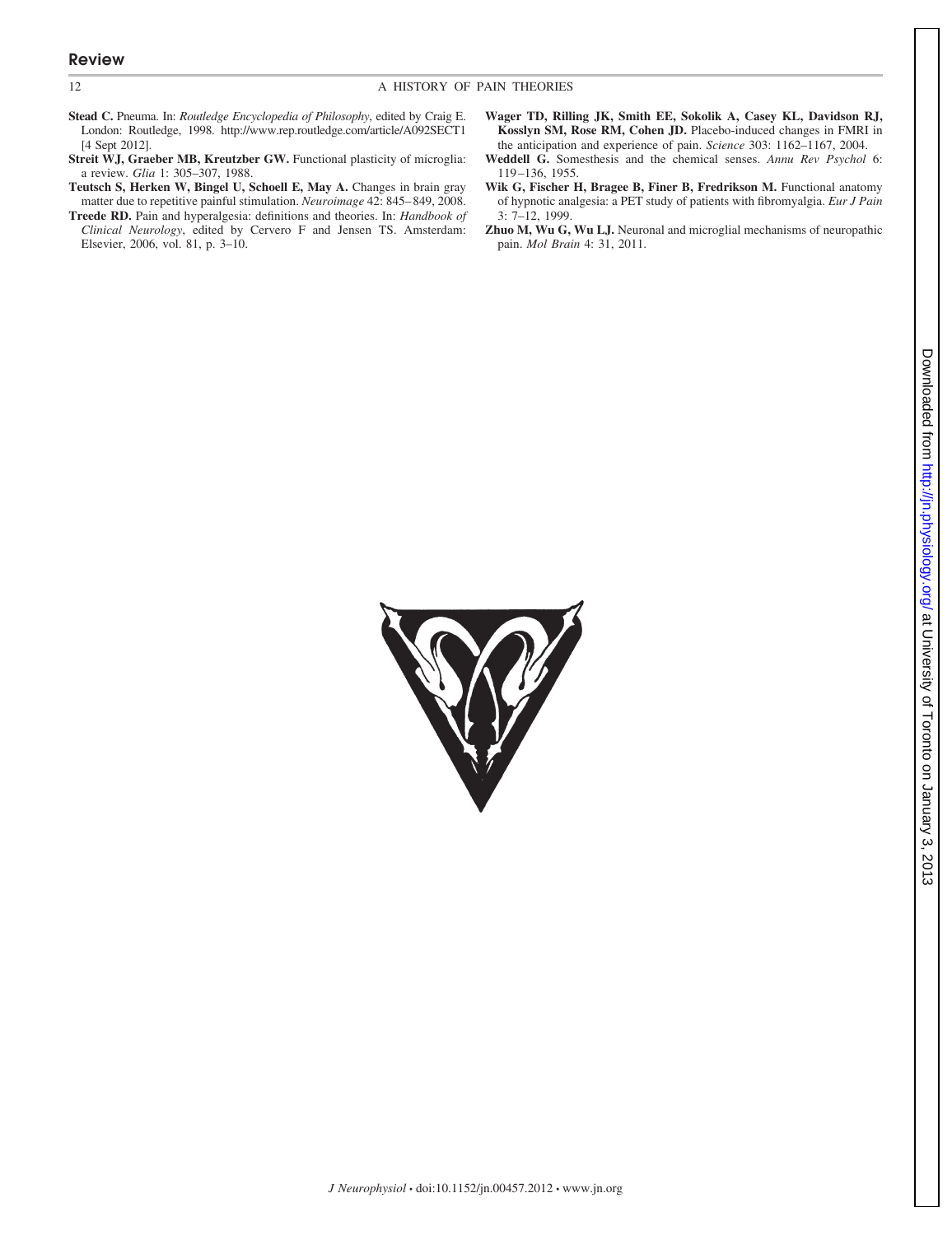**Stead C.** Pneuma. In: *Routledge Encyclopedia of Philosophy*, edited by Craig E. London: Routledge, 1998. http://www.rep.routledge.com/article/A092SECT1 [4 Sept 2012].

**Streit WJ, Graeber MB, Kreutzber GW.** Functional plasticity of microglia: a review. *Glia* 1: 305–307, 1988.

**Teutsch S, Herken W, Bingel U, Schoell E, May A.** Changes in brain gray matter due to repetitive painful stimulation. *Neuroimage* 42: 845–849, 2008.

**Treede RD.** Pain and hyperalgesia: definitions and theories. In: *Handbook of Clinical Neurology*, edited by Cervero F and Jensen TS. Amsterdam: Elsevier, 2006, vol. 81, p. 3–10.

**Wager TD, Rilling JK, Smith EE, Sokolik A, Casey KL, Davidson RJ, Kosslyn SM, Rose RM, Cohen JD.** Placebo-induced changes in FMRI in the anticipation and experience of pain. *Science* 303: 1162–1167, 2004.

**Weddell G.** Somesthesis and the chemical senses. *Annu Rev Psychol* 6: 119–136, 1955.

**Wik G, Fischer H, Bragee B, Finer B, Fredrikson M.** Functional anatomy of hypnotic analgesia: a PET study of patients with fibromyalgia. *Eur J Pain* 3: 7–12, 1999.

**Zhuo M, Wu G, Wu LJ.** Neuronal and microglial mechanisms of neuropathic pain. *Mol Brain* 4: 31, 2011.